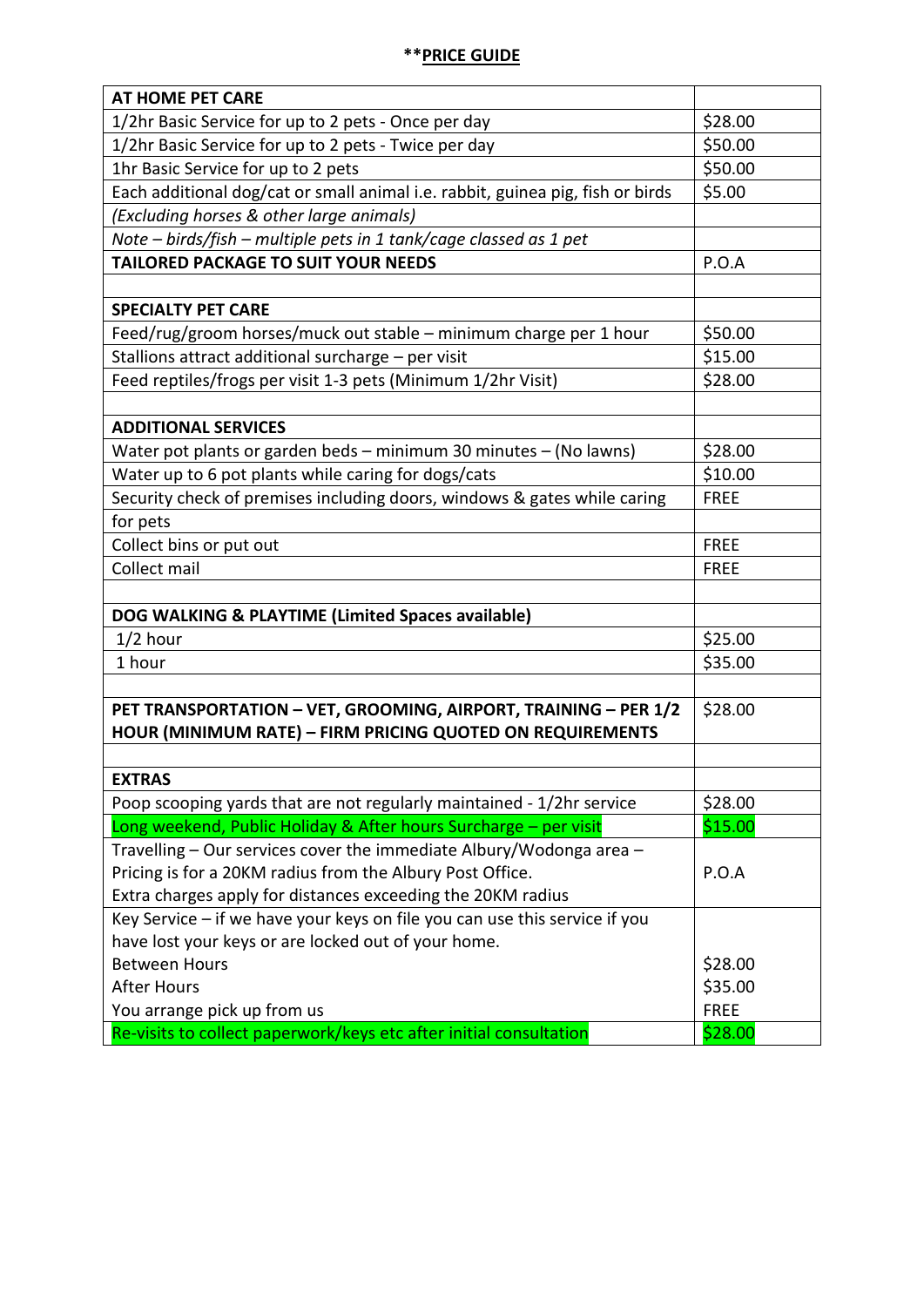## **PRICE GUIDE

| AT HOME PET CARE | |
|---|---|
| 1/2hr Basic Service for up to 2 pets - Once per day | $28.00 |
| 1/2hr Basic Service for up to 2 pets - Twice per day | $50.00 |
| 1hr Basic Service for up to 2 pets | $50.00 |
| Each additional dog/cat or small animal i.e. rabbit, guinea pig, fish or birds | $5.00 |
| *(Excluding horses & other large animals)* | |
| *Note – birds/fish – multiple pets in 1 tank/cage classed as 1 pet* | |
| **TAILORED PACKAGE TO SUIT YOUR NEEDS** | P.O.A |
| | |
| **SPECIALTY PET CARE** | |
| Feed/rug/groom horses/muck out stable – minimum charge per 1 hour | $50.00 |
| Stallions attract additional surcharge – per visit | $15.00 |
| Feed reptiles/frogs per visit 1-3 pets (Minimum 1/2hr Visit) | $28.00 |
| | |
| **ADDITIONAL SERVICES** | |
| Water pot plants or garden beds – minimum 30 minutes – (No lawns) | $28.00 |
| Water up to 6 pot plants while caring for dogs/cats | $10.00 |
| Security check of premises including doors, windows & gates while caring for pets | FREE |
| Collect bins or put out | FREE |
| Collect mail | FREE |
| | |
| **DOG WALKING & PLAYTIME (Limited Spaces available)** | |
| 1/2 hour | $25.00 |
| 1 hour | $35.00 |
| | |
| **PET TRANSPORTATION – VET, GROOMING, AIRPORT, TRAINING – PER 1/2 HOUR (MINIMUM RATE) – FIRM PRICING QUOTED ON REQUIREMENTS** | $28.00 |
| | |
| **EXTRAS** | |
| Poop scooping yards that are not regularly maintained - 1/2hr service | $28.00 |
| Long weekend, Public Holiday & After hours Surcharge – per visit | $15.00 |
| Travelling – Our services cover the immediate Albury/Wodonga area – Pricing is for a 20KM radius from the Albury Post Office. Extra charges apply for distances exceeding the 20KM radius | P.O.A |
| Key Service – if we have your keys on file you can use this service if you have lost your keys or are locked out of your home. | |
| Between Hours | $28.00 |
| After Hours | $35.00 |
| You arrange pick up from us | FREE |
| Re-visits to collect paperwork/keys etc after initial consultation | $28.00 |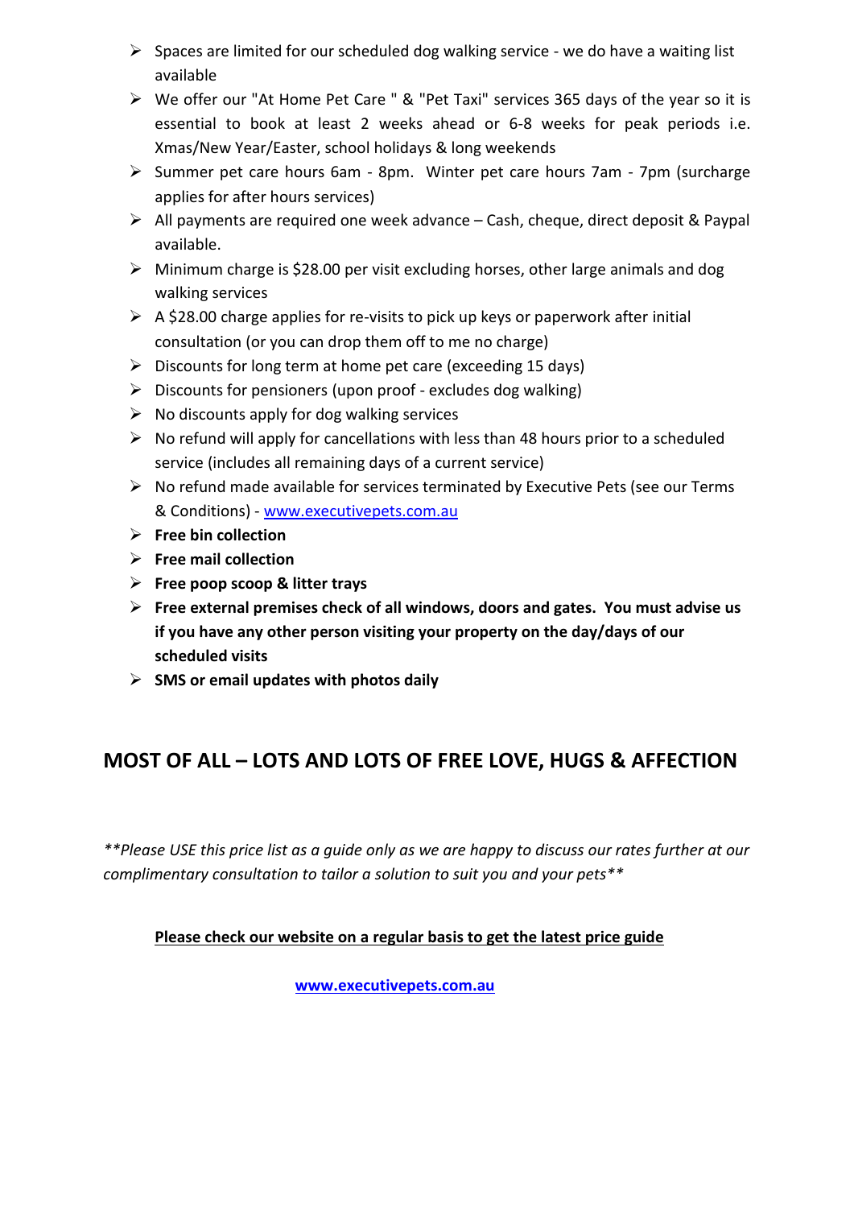- Spaces are limited for our scheduled dog walking service - we do have a waiting list available
- We offer our "At Home Pet Care " & "Pet Taxi" services 365 days of the year so it is essential to book at least 2 weeks ahead or 6-8 weeks for peak periods i.e. Xmas/New Year/Easter, school holidays & long weekends
- Summer pet care hours 6am - 8pm. Winter pet care hours 7am - 7pm (surcharge applies for after hours services)
- All payments are required one week advance – Cash, cheque, direct deposit & Paypal available.
- Minimum charge is $28.00 per visit excluding horses, other large animals and dog walking services
- A $28.00 charge applies for re-visits to pick up keys or paperwork after initial consultation (or you can drop them off to me no charge)
- Discounts for long term at home pet care (exceeding 15 days)
- Discounts for pensioners (upon proof - excludes dog walking)
- No discounts apply for dog walking services
- No refund will apply for cancellations with less than 48 hours prior to a scheduled service (includes all remaining days of a current service)
- No refund made available for services terminated by Executive Pets (see our Terms & Conditions) - [www.executivepets.com.au](http://www.executivepets.com.au)
- **Free bin collection**
- **Free mail collection**
- **Free poop scoop & litter trays**
- **Free external premises check of all windows, doors and gates. You must advise us if you have any other person visiting your property on the day/days of our scheduled visits**
- **SMS or email updates with photos daily**

## MOST OF ALL – LOTS AND LOTS OF FREE LOVE, HUGS & AFFECTION

*\*\*Please USE this price list as a guide only as we are happy to discuss our rates further at our complimentary consultation to tailor a solution to suit you and your pets\*\**

**Please check our website on a regular basis to get the latest price guide**

**[www.executivepets.com.au](http://www.executivepets.com.au)**